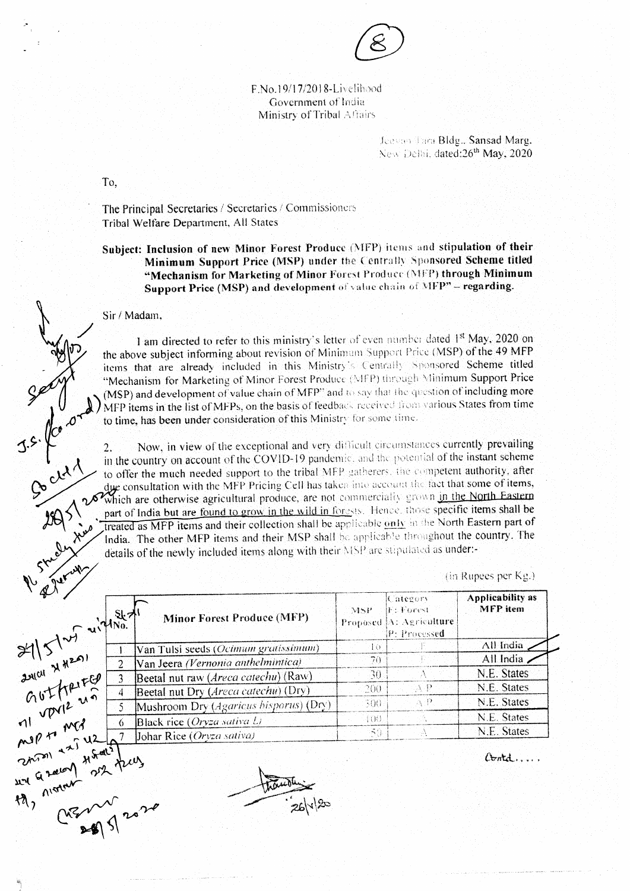F.No.19/17/2018-Livelihood
Government of India
Ministry of Tribal Affairs

Jeevan Tara Bldg., Sansad Marg,
New Delhi, dated:26th May, 2020

To,

The Principal Secretaries / Secretaries / Commissioners
Tribal Welfare Department, All States

**Subject: Inclusion of new Minor Forest Produce (MFP) items and stipulation of their Minimum Support Price (MSP) under the Centrally Sponsored Scheme titled "Mechanism for Marketing of Minor Forest Produce (MFP) through Minimum Support Price (MSP) and development of value chain of MFP" – regarding.**

Sir / Madam,

I am directed to refer to this ministry's letter of even number dated 1st May, 2020 on the above subject informing about revision of Minimum Support Price (MSP) of the 49 MFP items that are already included in this Ministry's Centrally Sponsored Scheme titled "Mechanism for Marketing of Minor Forest Produce (MFP) through Minimum Support Price (MSP) and development of value chain of MFP" and to say that the question of including more MFP items in the list of MFPs, on the basis of feedback received from various States from time to time, has been under consideration of this Ministry for some time.

2. Now, in view of the exceptional and very difficult circumstances currently prevailing in the country on account of the COVID-19 pandemic, and the potential of the instant scheme to offer the much needed support to the tribal MFP gatherers, the competent authority, after due consultation with the MFP Pricing Cell has taken into account the fact that some of items, which are otherwise agricultural produce, are not commercially grown in the North Eastern part of India but are found to grow in the wild in forests. Hence, those specific items shall be treated as MFP items and their collection shall be applicable only in the North Eastern part of India. The other MFP items and their MSP shall be applicable throughout the country. The details of the newly included items along with their MSP are stipulated as under:-

(in Rupees per Kg.)

| Sl. No. | Minor Forest Produce (MFP) | MSP Proposed | Category F: Forest A: Agriculture P: Processed | Applicability as MFP item |
|---|---|---|---|---|
| 1 | Van Tulsi seeds (*Ocimum gratissimum*) | 16 | F | All India |
| 2 | Van Jeera (*Vernonia anthelmintica*) | 70 | F | All India |
| 3 | Beetal nut raw (*Areca catechu*) (Raw) | 30 | A | N.E. States |
| 4 | Beetal nut Dry (*Areca catechu*) (Dry) | 200 | A P | N.E. States |
| 5 | Mushroom Dry (*Agaricus bisporus*) (Dry) | 300 | A P | N.E. States |
| 6 | Black rice (*Oryza sativa L*) | 100 | A | N.E. States |
| 7 | Johar Rice (*Oryza sativa*) | 50 | A | N.E. States |

Contd.....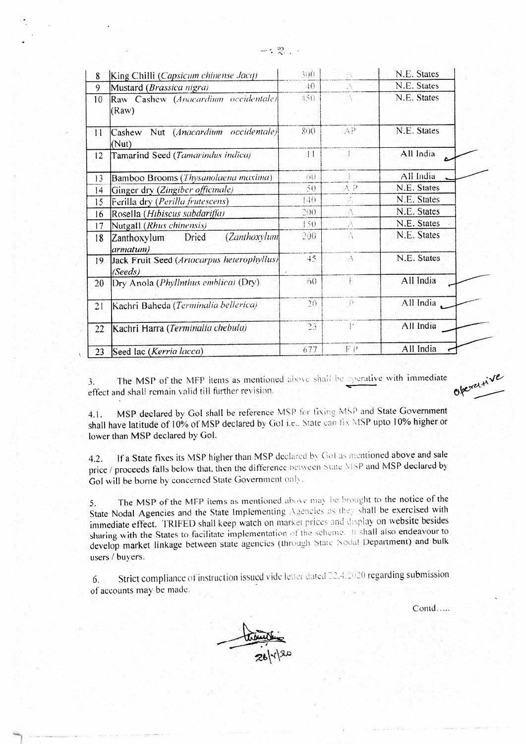| 8 | King Chilli (*Capsicum chinense Jacq*) | 300 | A | N.E. States |
|---|---|---|---|---|
| 9 | Mustard (*Brassica nigra*) | 40 | A | N.E. States |
| 10 | Raw Cashew (*Anacardium occidentale*) (Raw) | 450 | A | N.E. States |
| 11 | Cashew Nut (*Anacardium occidentale*) (Nut) | 800 | AP | N.E. States |
| 12 | Tamarind Seed (*Tamarindus indica*) | 11 | I | All India |
| 13 | Bamboo Brooms (*Thysanolaena maxima*) | 60 | I | All India |
| 14 | Ginger dry (*Zingiber officinale*) | 50 | A P | N.E. States |
| 15 | Perilla dry (*Perilla frutescens*) | 140 | A | N.E. States |
| 16 | Rosella (*Hibiscus sabdariffa*) | 200 | A | N.E. States |
| 17 | Nutgall (*Rhus chinensis*) | 150 | A | N.E. States |
| 18 | Zanthoxylum Dried (*Zanthoxylum armatum*) | 200 | A | N.E. States |
| 19 | Jack Fruit Seed (*Artocarpus heterophyllus*) (*Seeds*) | 45 | A | N.E. States |
| 20 | Dry Anola (*Phyllnthus emblica*) (Dry) | 60 | F | All India |
| 21 | Kachri Baheda (*Terminalia bellerica*) | 20 | P | All India |
| 22 | Kachri Harra (*Terminalia chebula*) | 23 | P | All India |
| 23 | Seed lac (*Kerria lacca*) | 677 | F P | All India |

3. The MSP of the MFP items as mentioned above shall be operative with immediate effect and shall remain valid till further revision.

4.1. MSP declared by GoI shall be reference MSP for fixing MSP and State Government shall have latitude of 10% of MSP declared by GoI i.e., State can fix MSP upto 10% higher or lower than MSP declared by GoI.

4.2. If a State fixes its MSP higher than MSP declared by GoI as mentioned above and sale price / proceeds falls below that, then the difference between State MSP and MSP declared by GoI will be borne by concerned State Government only.

5. The MSP of the MFP items as mentioned above may be brought to the notice of the State Nodal Agencies and the State Implementing Agencies as they shall be exercised with immediate effect. TRIFED shall keep watch on market prices and display on website besides sharing with the States to facilitate implementation of the scheme. It shall also endeavour to develop market linkage between state agencies (through State Nodal Department) and bulk users / buyers.

6. Strict compliance of instruction issued vide letter dated 22.4.2020 regarding submission of accounts may be made.

Contd.....

26/5/20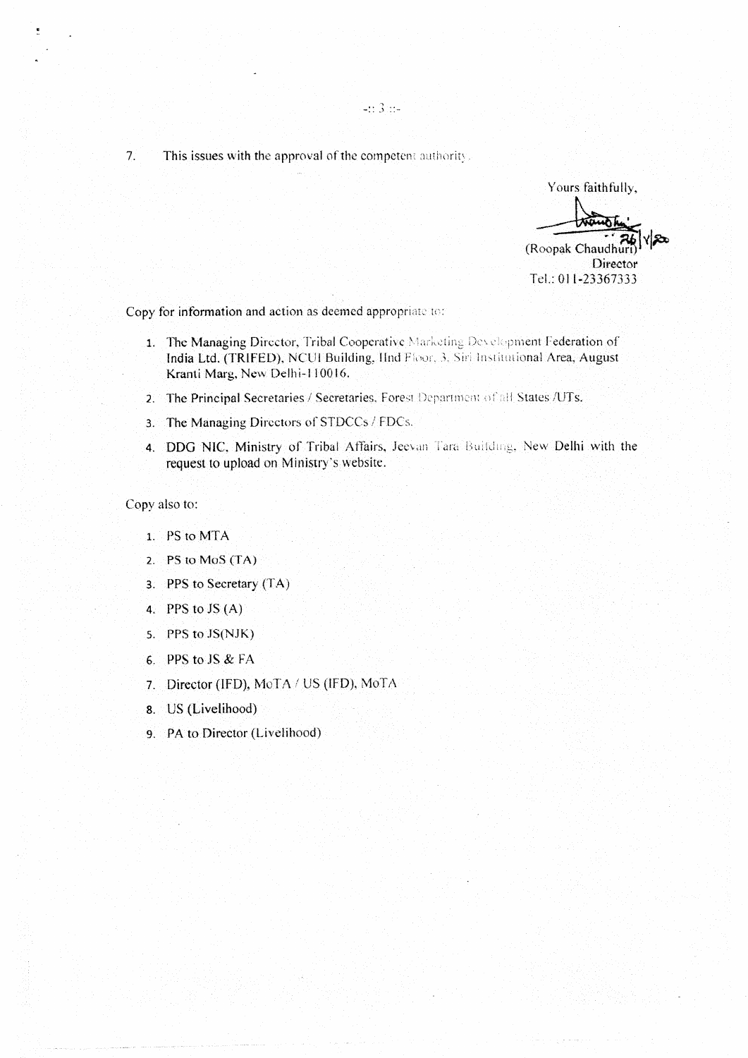7. This issues with the approval of the competent authority.

Yours faithfully,

26/4/20

(Roopak Chaudhuri)
Director
Tel.: 011-23367333

Copy for information and action as deemed appropriate to:

1. The Managing Director, Tribal Cooperative Marketing Development Federation of India Ltd. (TRIFED), NCUI Building, IInd Floor, 3, Siri Institutional Area, August Kranti Marg, New Delhi-110016.
2. The Principal Secretaries / Secretaries, Forest Department of all States /UTs.
3. The Managing Directors of STDCCs / FDCs.
4. DDG NIC, Ministry of Tribal Affairs, Jeevan Tara Building, New Delhi with the request to upload on Ministry's website.

Copy also to:

1. PS to MTA
2. PS to MoS (TA)
3. PPS to Secretary (TA)
4. PPS to JS (A)
5. PPS to JS(NJK)
6. PPS to JS & FA
7. Director (IFD), MoTA / US (IFD), MoTA
8. US (Livelihood)
9. PA to Director (Livelihood)